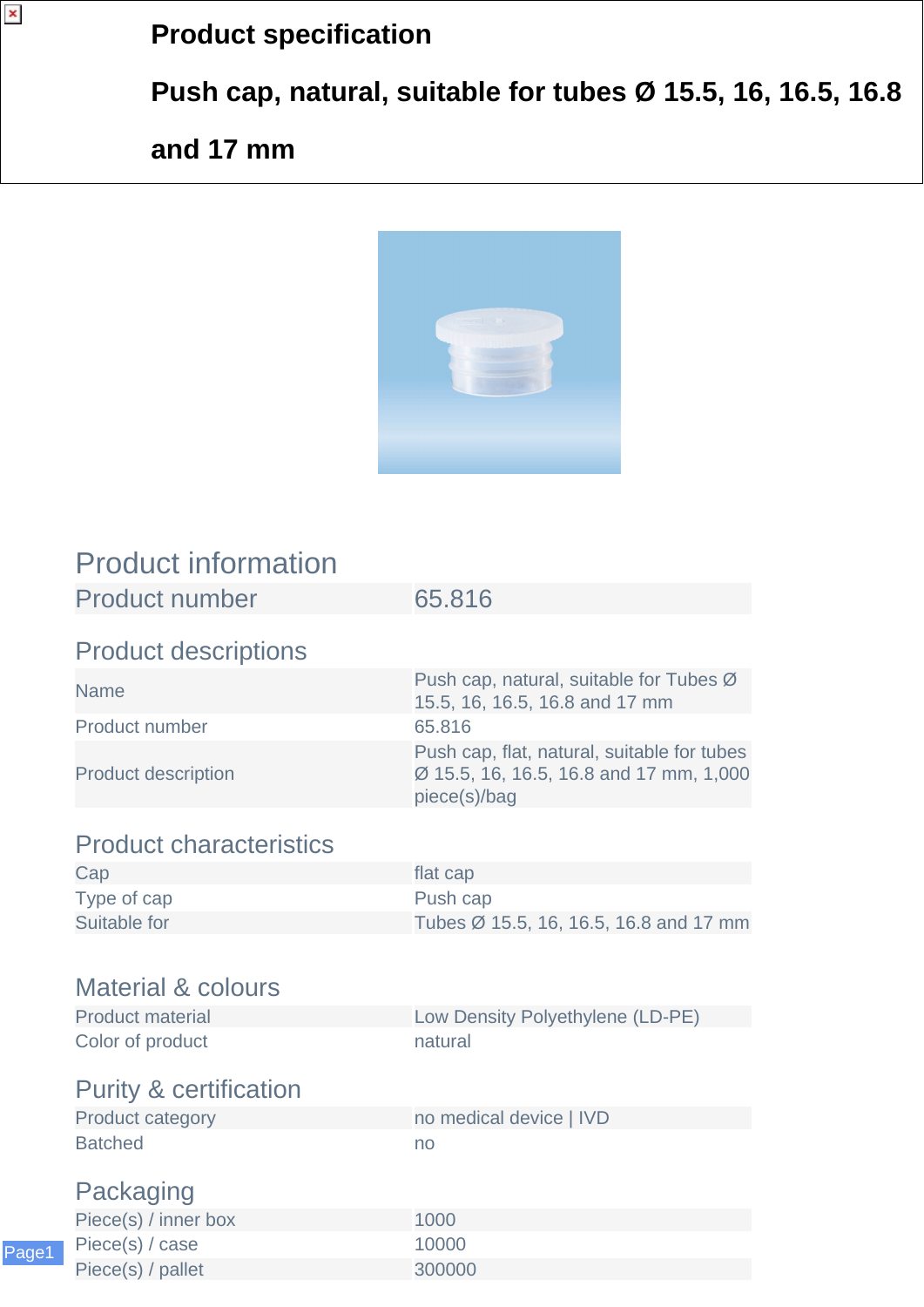# Product specification

## Push cap, natural, suitable for tubes Ø 15.5, 16, 16.5, 16.8 and 17 mm

## Product information

| Product number | 65.816 |
|---|---|

### Product descriptions

| | |
|---|---|
| Name | Push cap, natural, suitable for Tubes Ø 15.5, 16, 16.5, 16.8 and 17 mm |
| Product number | 65.816 |
| Product description | Push cap, flat, natural, suitable for tubes Ø 15.5, 16, 16.5, 16.8 and 17 mm, 1,000 piece(s)/bag |

### Product characteristics

| | |
|---|---|
| Cap | flat cap |
| Type of cap | Push cap |
| Suitable for | Tubes Ø 15.5, 16, 16.5, 16.8 and 17 mm |

### Material & colours

| | |
|---|---|
| Product material | Low Density Polyethylene (LD-PE) |
| Color of product | natural |

### Purity & certification

| | |
|---|---|
| Product category | no medical device \| IVD |
| Batched | no |

### Packaging

| | |
|---|---|
| Piece(s) / inner box | 1000 |
| Piece(s) / case | 10000 |
| Piece(s) / pallet | 300000 |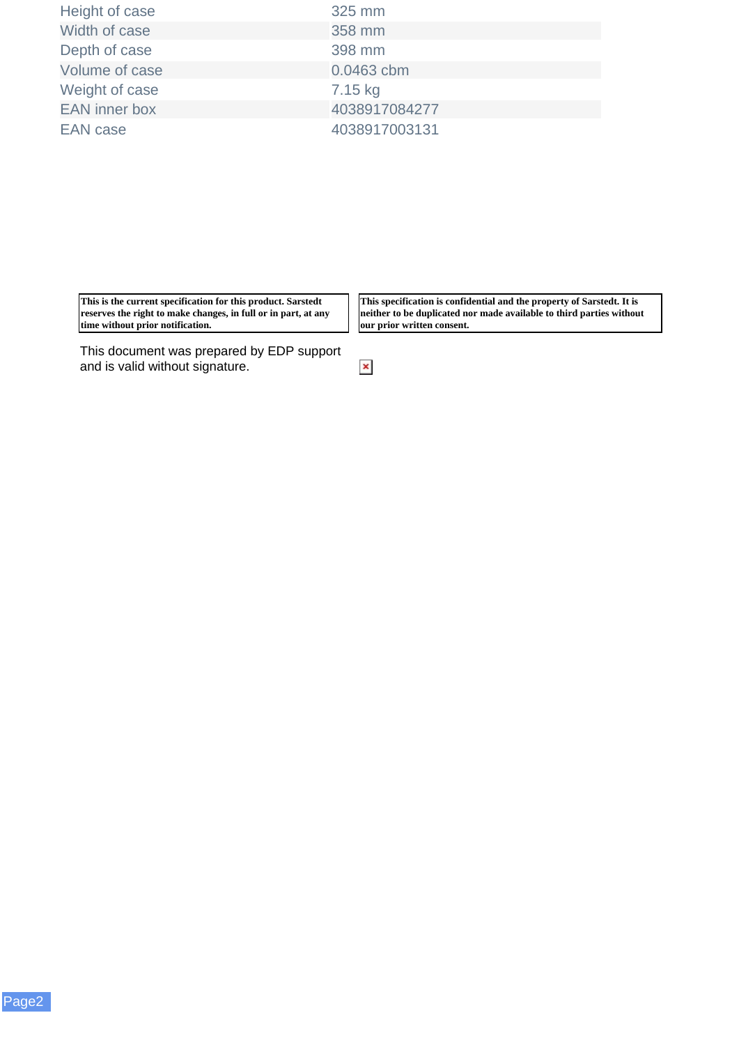| | |
|---|---|
| Height of case | 325 mm |
| Width of case | 358 mm |
| Depth of case | 398 mm |
| Volume of case | 0.0463 cbm |
| Weight of case | 7.15 kg |
| EAN inner box | 4038917084277 |
| EAN case | 4038917003131 |

**This is the current specification for this product. Sarstedt reserves the right to make changes, in full or in part, at any time without prior notification.**

**This specification is confidential and the property of Sarstedt. It is neither to be duplicated nor made available to third parties without our prior written consent.**

This document was prepared by EDP support and is valid without signature.